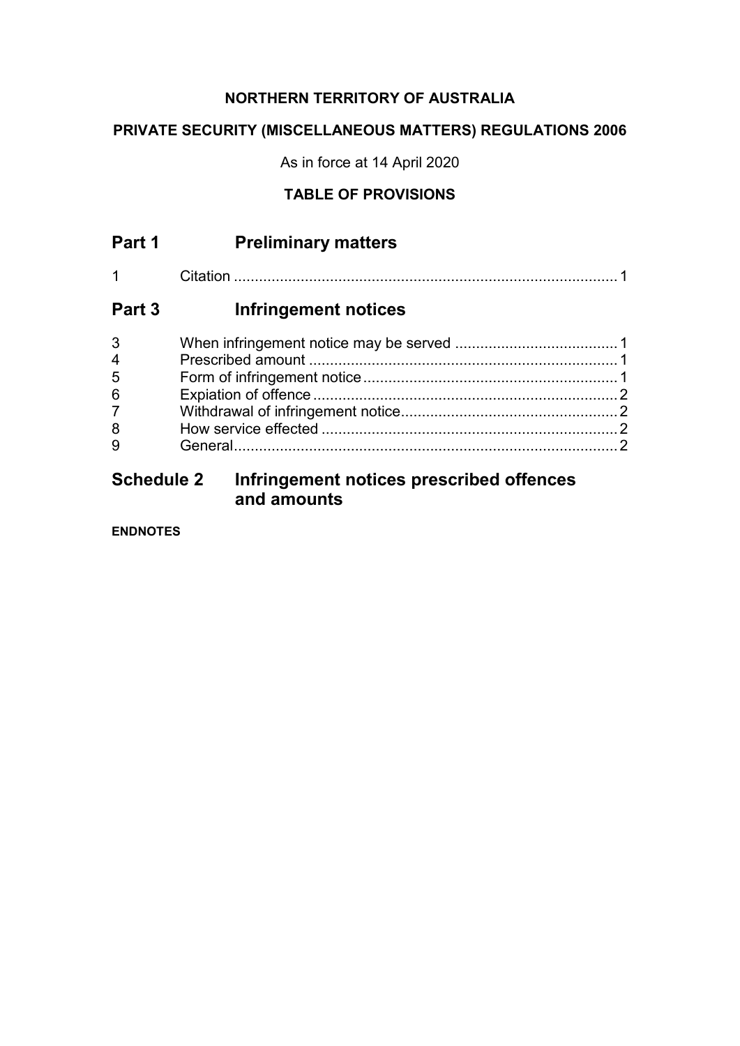**NORTHERN TERRITORY OF AUSTRALIA**

**PRIVATE SECURITY (MISCELLANEOUS MATTERS) REGULATIONS 2006**

As in force at 14 April 2020

**TABLE OF PROVISIONS**

## Part 1 Preliminary matters

1 Citation ........................................................................................... 1

## Part 3 Infringement notices

3 When infringement notice may be served ....................................... 1
4 Prescribed amount .......................................................................... 1
5 Form of infringement notice ............................................................. 1
6 Expiation of offence ......................................................................... 2
7 Withdrawal of infringement notice.................................................... 2
8 How service effected ....................................................................... 2
9 General............................................................................................ 2

## Schedule 2 Infringement notices prescribed offences and amounts

**ENDNOTES**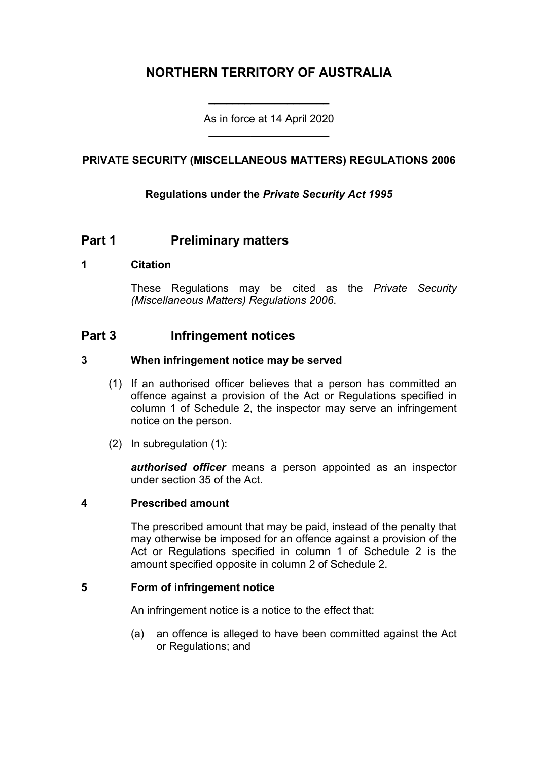# NORTHERN TERRITORY OF AUSTRALIA

As in force at 14 April 2020

## PRIVATE SECURITY (MISCELLANEOUS MATTERS) REGULATIONS 2006

**Regulations under the *Private Security Act 1995***

## Part 1 Preliminary matters

### 1 Citation

These Regulations may be cited as the *Private Security (Miscellaneous Matters) Regulations 2006*.

## Part 3 Infringement notices

### 3 When infringement notice may be served

(1) If an authorised officer believes that a person has committed an offence against a provision of the Act or Regulations specified in column 1 of Schedule 2, the inspector may serve an infringement notice on the person.

(2) In subregulation (1):

***authorised officer*** means a person appointed as an inspector under section 35 of the Act.

### 4 Prescribed amount

The prescribed amount that may be paid, instead of the penalty that may otherwise be imposed for an offence against a provision of the Act or Regulations specified in column 1 of Schedule 2 is the amount specified opposite in column 2 of Schedule 2.

### 5 Form of infringement notice

An infringement notice is a notice to the effect that:

(a) an offence is alleged to have been committed against the Act or Regulations; and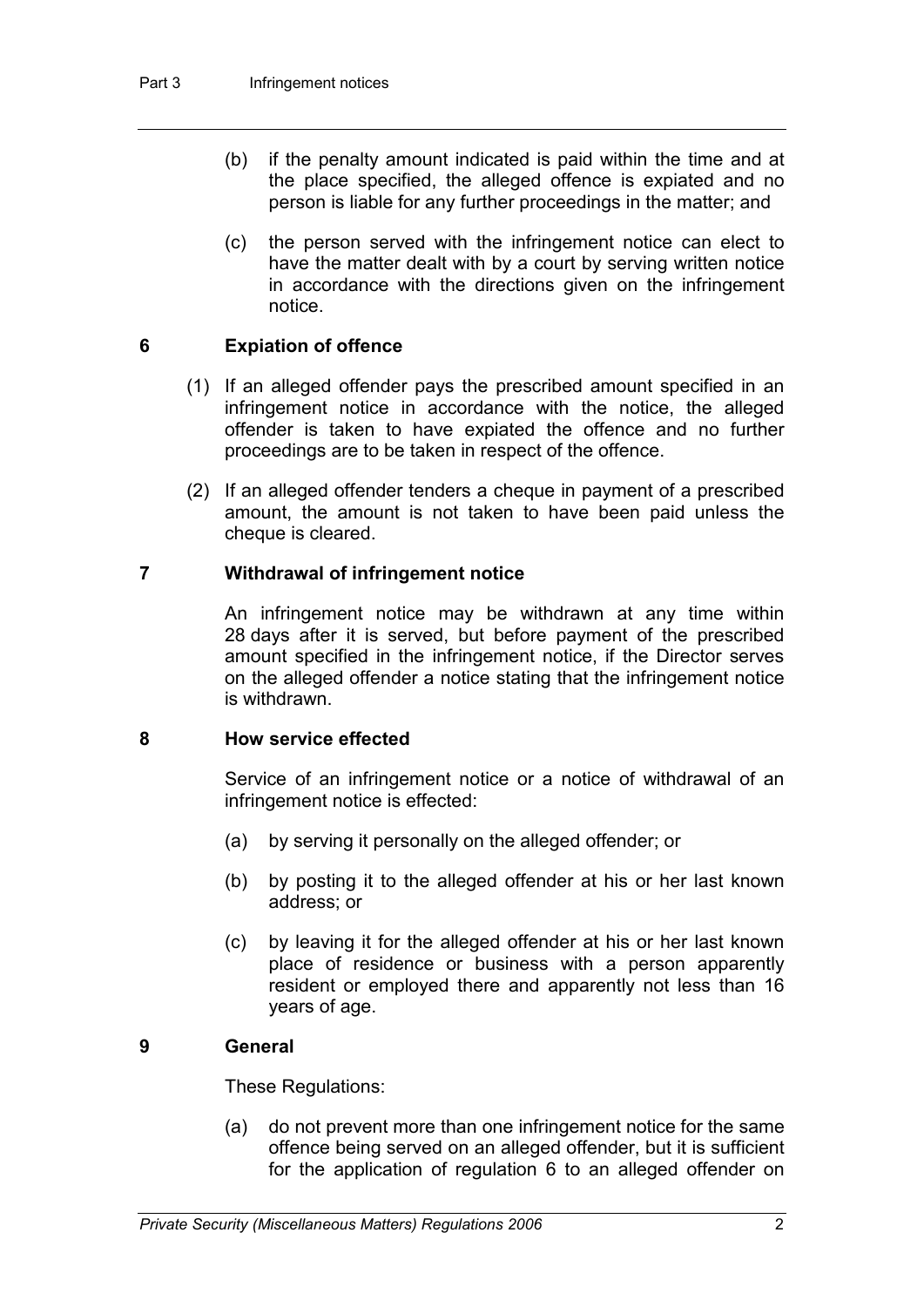- (b) if the penalty amount indicated is paid within the time and at the place specified, the alleged offence is expiated and no person is liable for any further proceedings in the matter; and
- (c) the person served with the infringement notice can elect to have the matter dealt with by a court by serving written notice in accordance with the directions given on the infringement notice.

## 6 Expiation of offence

(1) If an alleged offender pays the prescribed amount specified in an infringement notice in accordance with the notice, the alleged offender is taken to have expiated the offence and no further proceedings are to be taken in respect of the offence.

(2) If an alleged offender tenders a cheque in payment of a prescribed amount, the amount is not taken to have been paid unless the cheque is cleared.

## 7 Withdrawal of infringement notice

An infringement notice may be withdrawn at any time within 28 days after it is served, but before payment of the prescribed amount specified in the infringement notice, if the Director serves on the alleged offender a notice stating that the infringement notice is withdrawn.

## 8 How service effected

Service of an infringement notice or a notice of withdrawal of an infringement notice is effected:

- (a) by serving it personally on the alleged offender; or
- (b) by posting it to the alleged offender at his or her last known address; or
- (c) by leaving it for the alleged offender at his or her last known place of residence or business with a person apparently resident or employed there and apparently not less than 16 years of age.

## 9 General

These Regulations:

- (a) do not prevent more than one infringement notice for the same offence being served on an alleged offender, but it is sufficient for the application of regulation 6 to an alleged offender on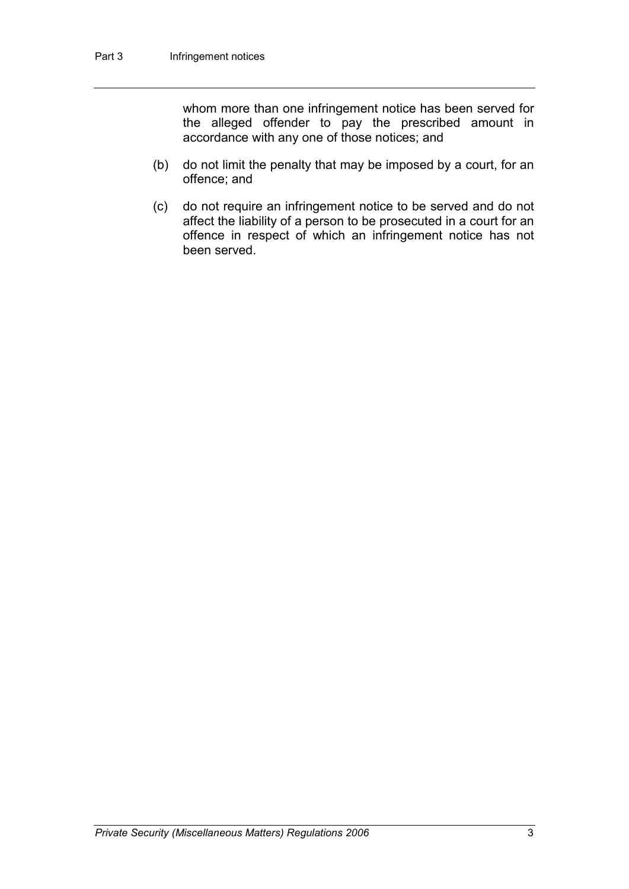whom more than one infringement notice has been served for the alleged offender to pay the prescribed amount in accordance with any one of those notices; and

(b) do not limit the penalty that may be imposed by a court, for an offence; and

(c) do not require an infringement notice to be served and do not affect the liability of a person to be prosecuted in a court for an offence in respect of which an infringement notice has not been served.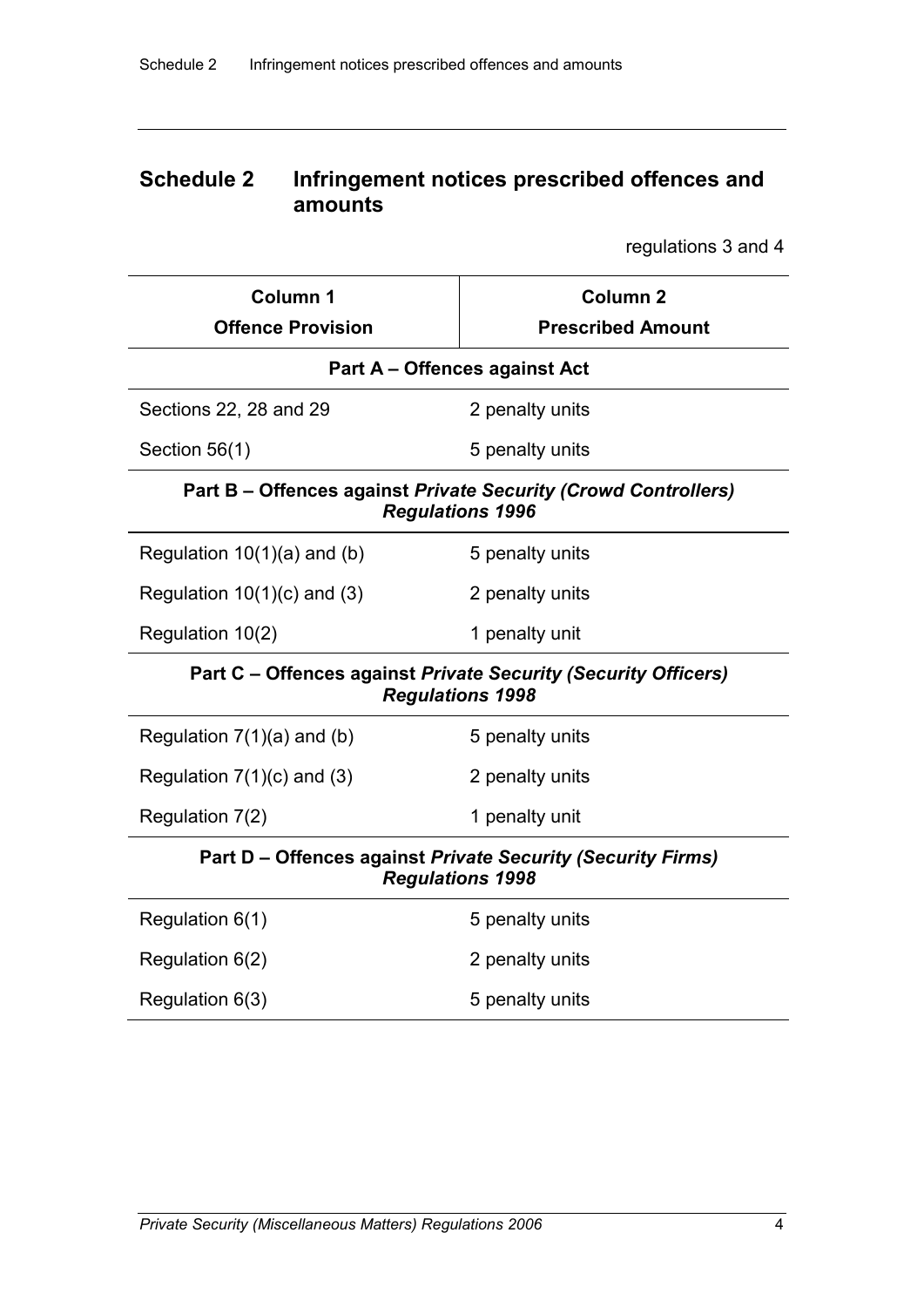## Schedule 2 Infringement notices prescribed offences and amounts

regulations 3 and 4

| Column 1<br>Offence Provision | Column 2<br>Prescribed Amount |
|---|---|
| **Part A – Offences against Act** | |
| Sections 22, 28 and 29 | 2 penalty units |
| Section 56(1) | 5 penalty units |
| **Part B – Offences against *Private Security (Crowd Controllers) Regulations 1996*** | |
| Regulation 10(1)(a) and (b) | 5 penalty units |
| Regulation 10(1)(c) and (3) | 2 penalty units |
| Regulation 10(2) | 1 penalty unit |
| **Part C – Offences against *Private Security (Security Officers) Regulations 1998*** | |
| Regulation 7(1)(a) and (b) | 5 penalty units |
| Regulation 7(1)(c) and (3) | 2 penalty units |
| Regulation 7(2) | 1 penalty unit |
| **Part D – Offences against *Private Security (Security Firms) Regulations 1998*** | |
| Regulation 6(1) | 5 penalty units |
| Regulation 6(2) | 2 penalty units |
| Regulation 6(3) | 5 penalty units |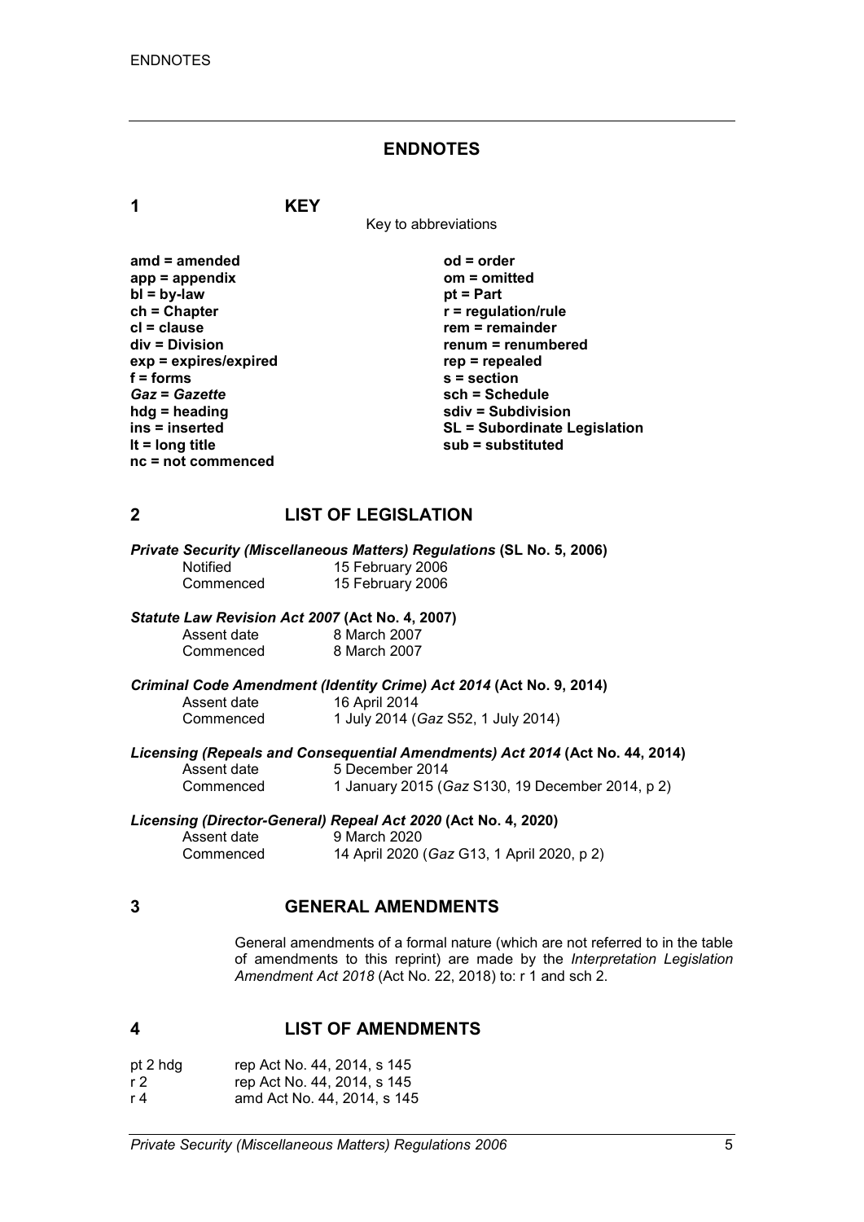# ENDNOTES

## 1 KEY

Key to abbreviations

| | |
|---|---|
| **amd = amended** | **od = order** |
| **app = appendix** | **om = omitted** |
| **bl = by-law** | **pt = Part** |
| **ch = Chapter** | **r = regulation/rule** |
| **cl = clause** | **rem = remainder** |
| **div = Division** | **renum = renumbered** |
| **exp = expires/expired** | **rep = repealed** |
| **f = forms** | **s = section** |
| ***Gaz = Gazette*** | **sch = Schedule** |
| **hdg = heading** | **sdiv = Subdivision** |
| **ins = inserted** | **SL = Subordinate Legislation** |
| **lt = long title** | **sub = substituted** |
| **nc = not commenced** | |

## 2 LIST OF LEGISLATION

***Private Security (Miscellaneous Matters) Regulations* (SL No. 5, 2006)**

| | |
|---|---|
| Notified | 15 February 2006 |
| Commenced | 15 February 2006 |

***Statute Law Revision Act 2007* (Act No. 4, 2007)**

| | |
|---|---|
| Assent date | 8 March 2007 |
| Commenced | 8 March 2007 |

***Criminal Code Amendment (Identity Crime) Act 2014* (Act No. 9, 2014)**

| | |
|---|---|
| Assent date | 16 April 2014 |
| Commenced | 1 July 2014 (*Gaz* S52, 1 July 2014) |

***Licensing (Repeals and Consequential Amendments) Act 2014* (Act No. 44, 2014)**

| | |
|---|---|
| Assent date | 5 December 2014 |
| Commenced | 1 January 2015 (*Gaz* S130, 19 December 2014, p 2) |

***Licensing (Director-General) Repeal Act 2020* (Act No. 4, 2020)**

| | |
|---|---|
| Assent date | 9 March 2020 |
| Commenced | 14 April 2020 (*Gaz* G13, 1 April 2020, p 2) |

## 3 GENERAL AMENDMENTS

General amendments of a formal nature (which are not referred to in the table of amendments to this reprint) are made by the *Interpretation Legislation Amendment Act 2018* (Act No. 22, 2018) to: r 1 and sch 2.

## 4 LIST OF AMENDMENTS

| | |
|---|---|
| pt 2 hdg | rep Act No. 44, 2014, s 145 |
| r 2 | rep Act No. 44, 2014, s 145 |
| r 4 | amd Act No. 44, 2014, s 145 |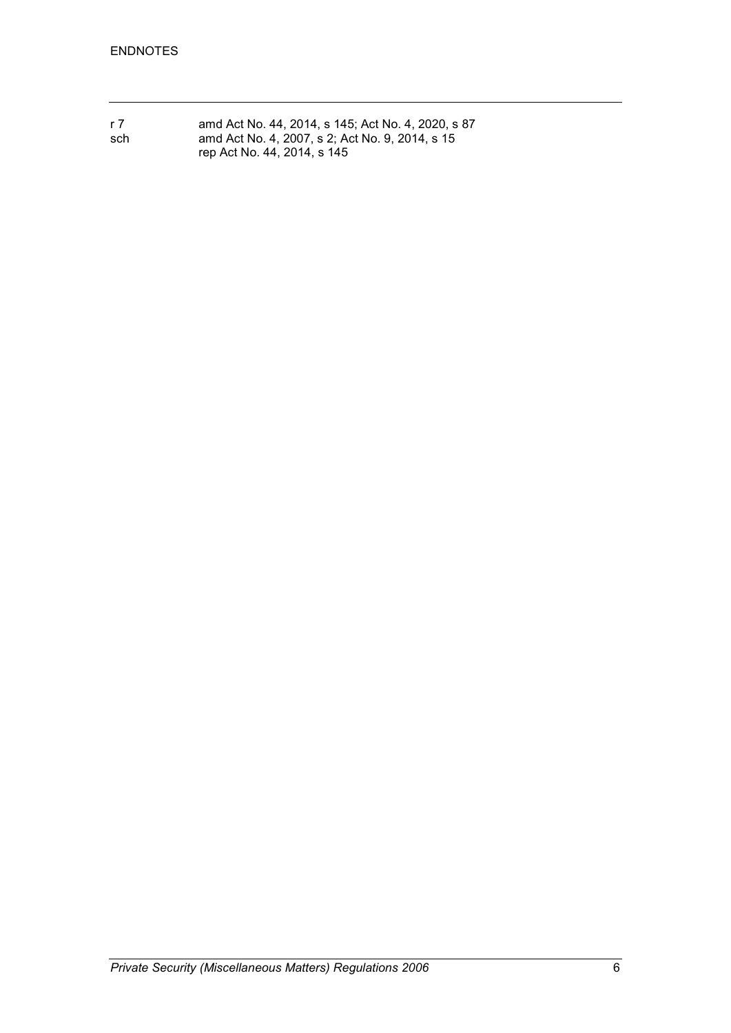| | |
|---|---|
| r 7 | amd Act No. 44, 2014, s 145; Act No. 4, 2020, s 87 |
| sch | amd Act No. 4, 2007, s 2; Act No. 9, 2014, s 15<br>rep Act No. 44, 2014, s 145 |